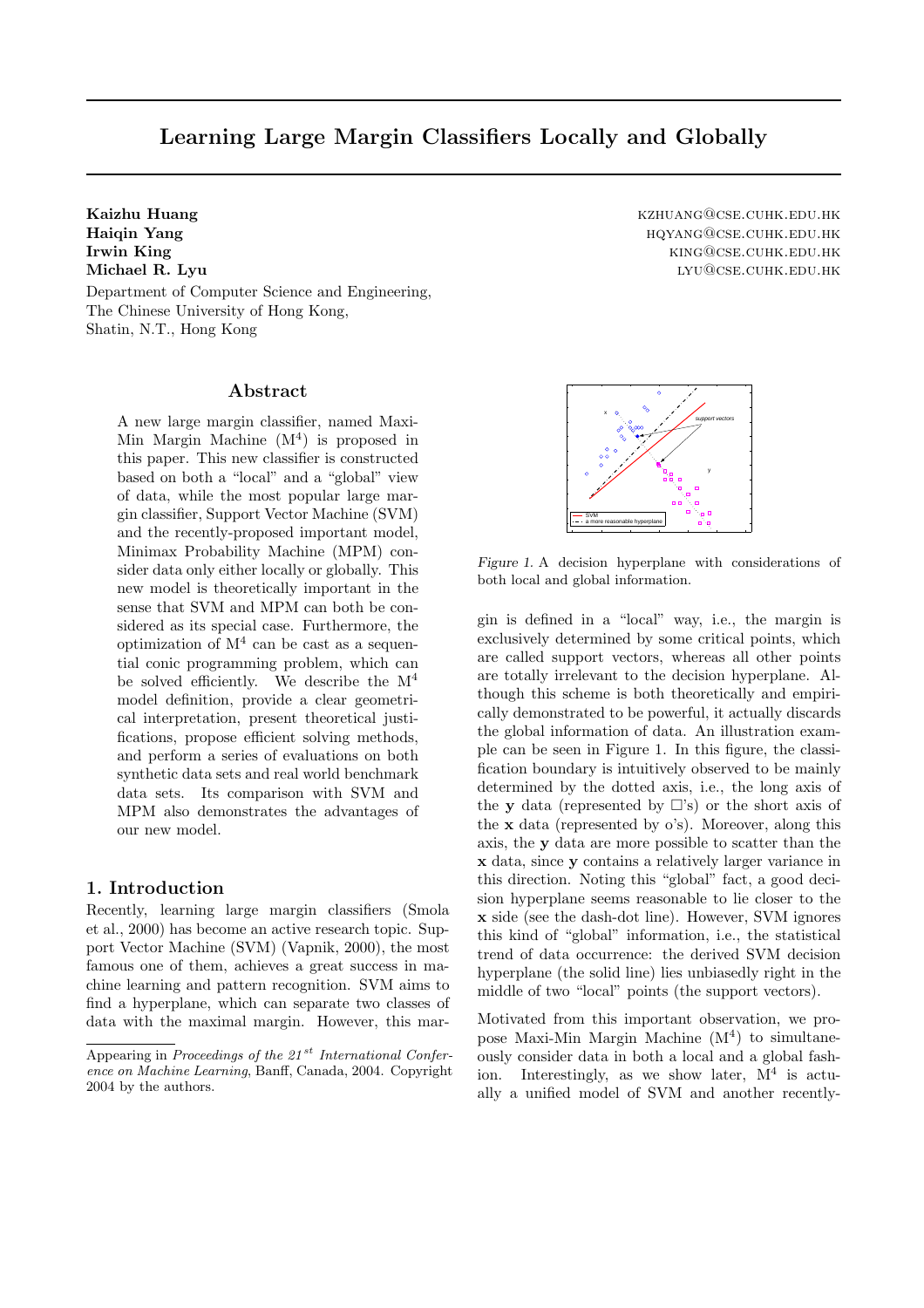# Learning Large Margin Classifiers Locally and Globally

**Kaizhu Huang** KZHUANG@CSE.CUHK.EDU.HK
**Haiqin Yang** HQYANG@CSE.CUHK.EDU.HK
**Irwin King** KING@CSE.CUHK.EDU.HK
**Michael R. Lyu** LYU@CSE.CUHK.EDU.HK

Department of Computer Science and Engineering,
The Chinese University of Hong Kong,
Shatin, N.T., Hong Kong

## Abstract

A new large margin classifier, named Maxi-Min Margin Machine ($\mathrm{M}^4$) is proposed in this paper. This new classifier is constructed based on both a "local" and a "global" view of data, while the most popular large margin classifier, Support Vector Machine (SVM) and the recently-proposed important model, Minimax Probability Machine (MPM) consider data only either locally or globally. This new model is theoretically important in the sense that SVM and MPM can both be considered as its special case. Furthermore, the optimization of $\mathrm{M}^4$ can be cast as a sequential conic programming problem, which can be solved efficiently. We describe the $\mathrm{M}^4$ model definition, provide a clear geometrical interpretation, present theoretical justifications, propose efficient solving methods, and perform a series of evaluations on both synthetic data sets and real world benchmark data sets. Its comparison with SVM and MPM also demonstrates the advantages of our new model.

## 1. Introduction

Recently, learning large margin classifiers (Smola et al., 2000) has become an active research topic. Support Vector Machine (SVM) (Vapnik, 2000), the most famous one of them, achieves a great success in machine learning and pattern recognition. SVM aims to find a hyperplane, which can separate two classes of data with the maximal margin. However, this margin is defined in a "local" way, i.e., the margin is exclusively determined by some critical points, which are called support vectors, whereas all other points are totally irrelevant to the decision hyperplane. Although this scheme is both theoretically and empirically demonstrated to be powerful, it actually discards the global information of data. An illustration example can be seen in Figure 1. In this figure, the classification boundary is intuitively observed to be mainly determined by the dotted axis, i.e., the long axis of the **y** data (represented by □'s) or the short axis of the **x** data (represented by o's). Moreover, along this axis, the **y** data are more possible to scatter than the **x** data, since **y** contains a relatively larger variance in this direction. Noting this "global" fact, a good decision hyperplane seems reasonable to lie closer to the **x** side (see the dash-dot line). However, SVM ignores this kind of "global" information, i.e., the statistical trend of data occurrence: the derived SVM decision hyperplane (the solid line) lies unbiasedly right in the middle of two "local" points (the support vectors).

*Figure 1.* A decision hyperplane with considerations of both local and global information.

Motivated from this important observation, we propose Maxi-Min Margin Machine ($\mathrm{M}^4$) to simultaneously consider data in both a local and a global fashion. Interestingly, as we show later, $\mathrm{M}^4$ is actually a unified model of SVM and another recently-

Appearing in *Proceedings of the 21st International Conference on Machine Learning*, Banff, Canada, 2004. Copyright 2004 by the authors.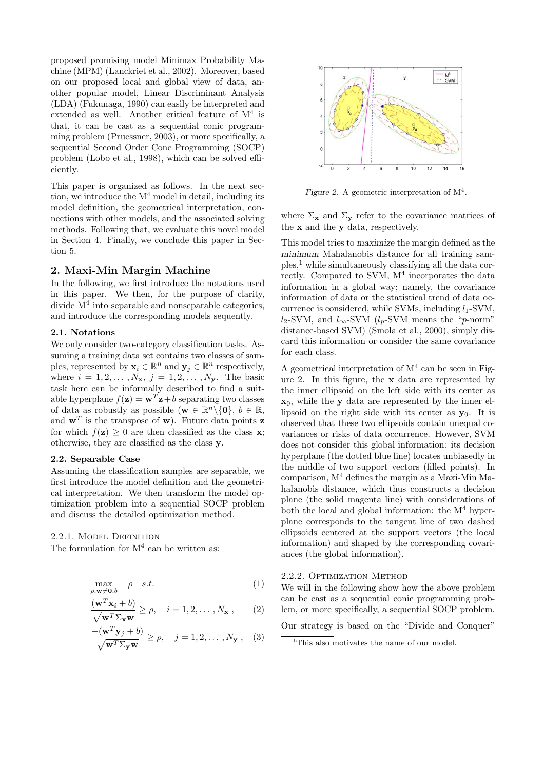proposed promising model Minimax Probability Machine (MPM) (Lanckriet et al., 2002). Moreover, based on our proposed local and global view of data, another popular model, Linear Discriminant Analysis (LDA) (Fukunaga, 1990) can easily be interpreted and extended as well. Another critical feature of $M^4$ is that, it can be cast as a sequential conic programming problem (Pruessner, 2003), or more specifically, a sequential Second Order Cone Programming (SOCP) problem (Lobo et al., 1998), which can be solved efficiently.

This paper is organized as follows. In the next section, we introduce the $M^4$ model in detail, including its model definition, the geometrical interpretation, connections with other models, and the associated solving methods. Following that, we evaluate this novel model in Section 4. Finally, we conclude this paper in Section 5.

## 2. Maxi-Min Margin Machine

In the following, we first introduce the notations used in this paper. We then, for the purpose of clarity, divide $M^4$ into separable and nonseparable categories, and introduce the corresponding models sequently.

### 2.1. Notations

We only consider two-category classification tasks. Assuming a training data set contains two classes of samples, represented by $\mathbf{x}_i \in \mathbb{R}^n$ and $\mathbf{y}_j \in \mathbb{R}^n$ respectively, where $i = 1, 2, \ldots, N_{\mathbf{x}}$, $j = 1, 2, \ldots, N_{\mathbf{y}}$. The basic task here can be informally described to find a suitable hyperplane $f(\mathbf{z}) = \mathbf{w}^T\mathbf{z} + b$ separating two classes of data as robustly as possible ($\mathbf{w} \in \mathbb{R}^n \backslash \{\mathbf{0}\}$, $b \in \mathbb{R}$, and $\mathbf{w}^T$ is the transpose of $\mathbf{w}$). Future data points $\mathbf{z}$ for which $f(\mathbf{z}) \geq 0$ are then classified as the class $\mathbf{x}$; otherwise, they are classified as the class $\mathbf{y}$.

### 2.2. Separable Case

Assuming the classification samples are separable, we first introduce the model definition and the geometrical interpretation. We then transform the model optimization problem into a sequential SOCP problem and discuss the detailed optimization method.

#### 2.2.1. Model Definition

The formulation for $M^4$ can be written as:

$$\max_{\rho, \mathbf{w} \neq \mathbf{0}, b} \quad \rho \quad s.t. \tag{1}$$

$$\frac{(\mathbf{w}^T\mathbf{x}_i + b)}{\sqrt{\mathbf{w}^T\Sigma_{\mathbf{x}}\mathbf{w}}} \geq \rho, \quad i = 1, 2, \ldots, N_{\mathbf{x}}\,, \tag{2}$$

$$\frac{-(\mathbf{w}^T\mathbf{y}_j + b)}{\sqrt{\mathbf{w}^T\Sigma_{\mathbf{y}}\mathbf{w}}} \geq \rho, \quad j = 1, 2, \ldots, N_{\mathbf{y}}\,, \tag{3}$$

Figure 2. A geometric interpretation of $M^4$.

where $\Sigma_{\mathbf{x}}$ and $\Sigma_{\mathbf{y}}$ refer to the covariance matrices of the $\mathbf{x}$ and the $\mathbf{y}$ data, respectively.

This model tries to *maximize* the margin defined as the *minimum* Mahalanobis distance for all training samples,[1] while simultaneously classifying all the data correctly. Compared to SVM, $M^4$ incorporates the data information in a global way; namely, the covariance information of data or the statistical trend of data occurrence is considered, while SVMs, including $l_1$-SVM, $l_2$-SVM, and $l_\infty$-SVM ($l_p$-SVM means the "$p$-norm" distance-based SVM) (Smola et al., 2000), simply discard this information or consider the same covariance for each class.

A geometrical interpretation of $M^4$ can be seen in Figure 2. In this figure, the $\mathbf{x}$ data are represented by the inner ellipsoid on the left side with its center as $\mathbf{x}_0$, while the $\mathbf{y}$ data are represented by the inner ellipsoid on the right side with its center as $\mathbf{y}_0$. It is observed that these two ellipsoids contain unequal covariances or risks of data occurrence. However, SVM does not consider this global information: its decision hyperplane (the dotted blue line) locates unbiasedly in the middle of two support vectors (filled points). In comparison, $M^4$ defines the margin as a Maxi-Min Mahalanobis distance, which thus constructs a decision plane (the solid magenta line) with considerations of both the local and global information: the $M^4$ hyperplane corresponds to the tangent line of two dashed ellipsoids centered at the support vectors (the local information) and shaped by the corresponding covariances (the global information).

#### 2.2.2. Optimization Method

We will in the following show how the above problem can be cast as a sequential conic programming problem, or more specifically, a sequential SOCP problem.

Our strategy is based on the "Divide and Conquer"

[1] This also motivates the name of our model.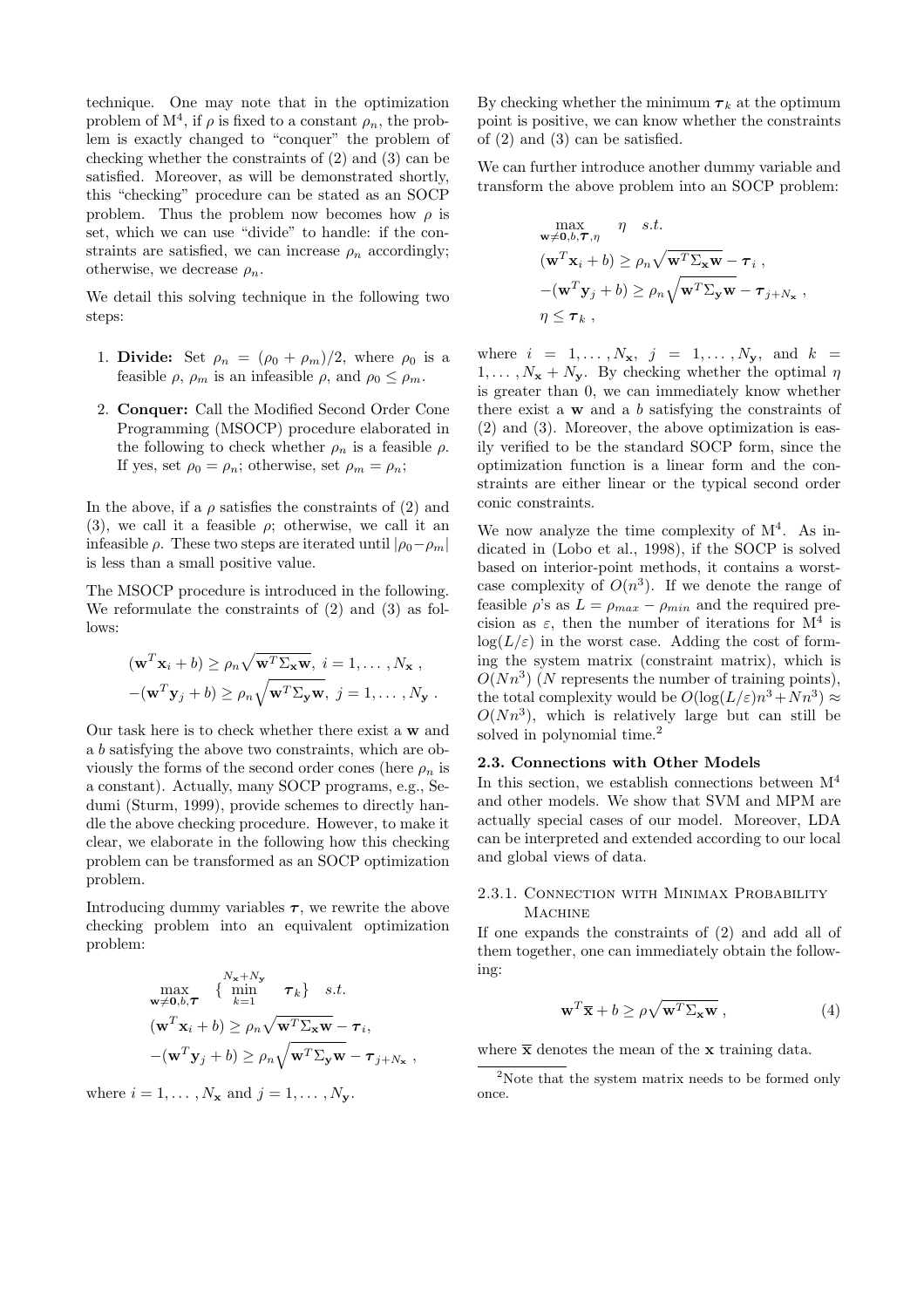technique. One may note that in the optimization problem of $\mathrm{M}^4$, if $\rho$ is fixed to a constant $\rho_n$, the problem is exactly changed to "conquer" the problem of checking whether the constraints of (2) and (3) can be satisfied. Moreover, as will be demonstrated shortly, this "checking" procedure can be stated as an SOCP problem. Thus the problem now becomes how $\rho$ is set, which we can use "divide" to handle: if the constraints are satisfied, we can increase $\rho_n$ accordingly; otherwise, we decrease $\rho_n$.

We detail this solving technique in the following two steps:

1. **Divide:** Set $\rho_n = (\rho_0 + \rho_m)/2$, where $\rho_0$ is a feasible $\rho$, $\rho_m$ is an infeasible $\rho$, and $\rho_0 \leq \rho_m$.
2. **Conquer:** Call the Modified Second Order Cone Programming (MSOCP) procedure elaborated in the following to check whether $\rho_n$ is a feasible $\rho$. If yes, set $\rho_0 = \rho_n$; otherwise, set $\rho_m = \rho_n$;

In the above, if a $\rho$ satisfies the constraints of (2) and (3), we call it a feasible $\rho$; otherwise, we call it an infeasible $\rho$. These two steps are iterated until $|\rho_0 - \rho_m|$ is less than a small positive value.

The MSOCP procedure is introduced in the following. We reformulate the constraints of (2) and (3) as follows:

$$
\begin{aligned}
&(\mathbf{w}^T\mathbf{x}_i + b) \geq \rho_n\sqrt{\mathbf{w}^T\Sigma_{\mathbf{x}}\mathbf{w}},\ i = 1,\ldots,N_{\mathbf{x}}\ ,\\
&-(\mathbf{w}^T\mathbf{y}_j + b) \geq \rho_n\sqrt{\mathbf{w}^T\Sigma_{\mathbf{y}}\mathbf{w}},\ j = 1,\ldots,N_{\mathbf{y}}\ .
\end{aligned}
$$

Our task here is to check whether there exist a $\mathbf{w}$ and a $b$ satisfying the above two constraints, which are obviously the forms of the second order cones (here $\rho_n$ is a constant). Actually, many SOCP programs, e.g., Sedumi (Sturm, 1999), provide schemes to directly handle the above checking procedure. However, to make it clear, we elaborate in the following how this checking problem can be transformed as an SOCP optimization problem.

Introducing dummy variables $\boldsymbol{\tau}$, we rewrite the above checking problem into an equivalent optimization problem:

$$
\begin{aligned}
&\max_{\mathbf{w}\neq\mathbf{0},b,\boldsymbol{\tau}} \ \ \{\min_{k=1}^{N_{\mathbf{x}}+N_{\mathbf{y}}} \ \ \boldsymbol{\tau}_k\} \quad s.t.\\
&(\mathbf{w}^T\mathbf{x}_i + b) \geq \rho_n\sqrt{\mathbf{w}^T\Sigma_{\mathbf{x}}\mathbf{w}} - \boldsymbol{\tau}_i,\\
&-(\mathbf{w}^T\mathbf{y}_j + b) \geq \rho_n\sqrt{\mathbf{w}^T\Sigma_{\mathbf{y}}\mathbf{w}} - \boldsymbol{\tau}_{j+N_{\mathbf{x}}}\ ,
\end{aligned}
$$

where $i = 1,\ldots,N_{\mathbf{x}}$ and $j = 1,\ldots,N_{\mathbf{y}}$.

By checking whether the minimum $\boldsymbol{\tau}_k$ at the optimum point is positive, we can know whether the constraints of (2) and (3) can be satisfied.

We can further introduce another dummy variable and transform the above problem into an SOCP problem:

$$
\begin{aligned}
&\max_{\mathbf{w}\neq\mathbf{0},b,\boldsymbol{\tau},\eta} \quad \eta \quad s.t.\\
&(\mathbf{w}^T\mathbf{x}_i + b) \geq \rho_n\sqrt{\mathbf{w}^T\Sigma_{\mathbf{x}}\mathbf{w}} - \boldsymbol{\tau}_i\ ,\\
&-(\mathbf{w}^T\mathbf{y}_j + b) \geq \rho_n\sqrt{\mathbf{w}^T\Sigma_{\mathbf{y}}\mathbf{w}} - \boldsymbol{\tau}_{j+N_{\mathbf{x}}}\ ,\\
&\eta \leq \boldsymbol{\tau}_k\ ,
\end{aligned}
$$

where $i = 1,\ldots,N_{\mathbf{x}}$, $j = 1,\ldots,N_{\mathbf{y}}$, and $k = 1,\ldots,N_{\mathbf{x}} + N_{\mathbf{y}}$. By checking whether the optimal $\eta$ is greater than 0, we can immediately know whether there exist a $\mathbf{w}$ and a $b$ satisfying the constraints of (2) and (3). Moreover, the above optimization is easily verified to be the standard SOCP form, since the optimization function is a linear form and the constraints are either linear or the typical second order conic constraints.

We now analyze the time complexity of $\mathrm{M}^4$. As indicated in (Lobo et al., 1998), if the SOCP is solved based on interior-point methods, it contains a worst-case complexity of $O(n^3)$. If we denote the range of feasible $\rho$'s as $L = \rho_{max} - \rho_{min}$ and the required precision as $\varepsilon$, then the number of iterations for $\mathrm{M}^4$ is $\log(L/\varepsilon)$ in the worst case. Adding the cost of forming the system matrix (constraint matrix), which is $O(Nn^3)$ ($N$ represents the number of training points), the total complexity would be $O(\log(L/\varepsilon)n^3 + Nn^3) \approx O(Nn^3)$, which is relatively large but can still be solved in polynomial time.[2]

### 2.3. Connections with Other Models

In this section, we establish connections between $\mathrm{M}^4$ and other models. We show that SVM and MPM are actually special cases of our model. Moreover, LDA can be interpreted and extended according to our local and global views of data.

#### 2.3.1. Connection with Minimax Probability Machine

If one expands the constraints of (2) and add all of them together, one can immediately obtain the following:

$$
\mathbf{w}^T\overline{\mathbf{x}} + b \geq \rho\sqrt{\mathbf{w}^T\Sigma_{\mathbf{x}}\mathbf{w}}\ , \tag{4}
$$

where $\overline{\mathbf{x}}$ denotes the mean of the $\mathbf{x}$ training data.

[2] Note that the system matrix needs to be formed only once.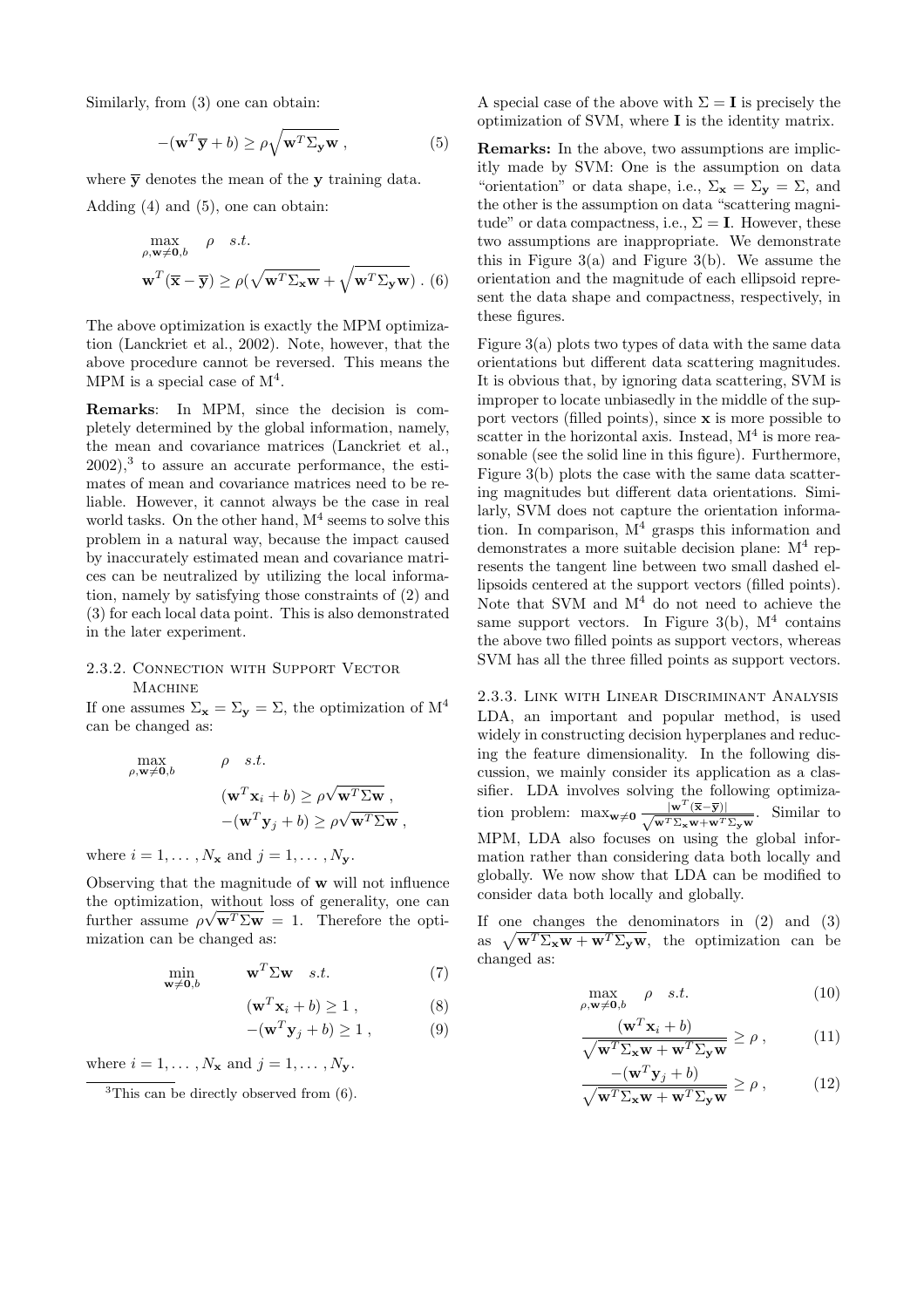Similarly, from (3) one can obtain:

$$-(\mathbf{w}^T\overline{\mathbf{y}} + b) \geq \rho\sqrt{\mathbf{w}^T\Sigma_{\mathbf{y}}\mathbf{w}}\ , \tag{5}$$

where $\overline{\mathbf{y}}$ denotes the mean of the $\mathbf{y}$ training data.

Adding (4) and (5), one can obtain:

$$\max_{\rho,\mathbf{w}\neq\mathbf{0},b} \quad \rho \quad s.t.$$
$$\mathbf{w}^T(\overline{\mathbf{x}} - \overline{\mathbf{y}}) \geq \rho(\sqrt{\mathbf{w}^T\Sigma_{\mathbf{x}}\mathbf{w}} + \sqrt{\mathbf{w}^T\Sigma_{\mathbf{y}}\mathbf{w}})\ . \tag{6}$$

The above optimization is exactly the MPM optimization (Lanckriet et al., 2002). Note, however, that the above procedure cannot be reversed. This means the MPM is a special case of $\mathrm{M}^4$.

**Remarks**: In MPM, since the decision is completely determined by the global information, namely, the mean and covariance matrices (Lanckriet et al., 2002),[3] to assure an accurate performance, the estimates of mean and covariance matrices need to be reliable. However, it cannot always be the case in real world tasks. On the other hand, $\mathrm{M}^4$ seems to solve this problem in a natural way, because the impact caused by inaccurately estimated mean and covariance matrices can be neutralized by utilizing the local information, namely by satisfying those constraints of (2) and (3) for each local data point. This is also demonstrated in the later experiment.

### 2.3.2. Connection with Support Vector Machine

If one assumes $\Sigma_{\mathbf{x}} = \Sigma_{\mathbf{y}} = \Sigma$, the optimization of $\mathrm{M}^4$ can be changed as:

$$\max_{\rho,\mathbf{w}\neq\mathbf{0},b} \quad \rho \quad s.t.$$
$$(\mathbf{w}^T\mathbf{x}_i + b) \geq \rho\sqrt{\mathbf{w}^T\Sigma\mathbf{w}}\ ,$$
$$-(\mathbf{w}^T\mathbf{y}_j + b) \geq \rho\sqrt{\mathbf{w}^T\Sigma\mathbf{w}}\ ,$$

where $i = 1, \ldots, N_{\mathbf{x}}$ and $j = 1, \ldots, N_{\mathbf{y}}$.

Observing that the magnitude of $\mathbf{w}$ will not influence the optimization, without loss of generality, one can further assume $\rho\sqrt{\mathbf{w}^T\Sigma\mathbf{w}} = 1$. Therefore the optimization can be changed as:

$$\min_{\mathbf{w}\neq\mathbf{0},b} \quad \mathbf{w}^T\Sigma\mathbf{w} \quad s.t. \tag{7}$$
$$(\mathbf{w}^T\mathbf{x}_i + b) \geq 1\ , \tag{8}$$
$$-(\mathbf{w}^T\mathbf{y}_j + b) \geq 1\ , \tag{9}$$

where $i = 1, \ldots, N_{\mathbf{x}}$ and $j = 1, \ldots, N_{\mathbf{y}}$.

[3] This can be directly observed from (6).

A special case of the above with $\Sigma = \mathbf{I}$ is precisely the optimization of SVM, where $\mathbf{I}$ is the identity matrix.

**Remarks:** In the above, two assumptions are implicitly made by SVM: One is the assumption on data "orientation" or data shape, i.e., $\Sigma_{\mathbf{x}} = \Sigma_{\mathbf{y}} = \Sigma$, and the other is the assumption on data "scattering magnitude" or data compactness, i.e., $\Sigma = \mathbf{I}$. However, these two assumptions are inappropriate. We demonstrate this in Figure 3(a) and Figure 3(b). We assume the orientation and the magnitude of each ellipsoid represent the data shape and compactness, respectively, in these figures.

Figure 3(a) plots two types of data with the same data orientations but different data scattering magnitudes. It is obvious that, by ignoring data scattering, SVM is improper to locate unbiasedly in the middle of the support vectors (filled points), since $\mathbf{x}$ is more possible to scatter in the horizontal axis. Instead, $\mathrm{M}^4$ is more reasonable (see the solid line in this figure). Furthermore, Figure 3(b) plots the case with the same data scattering magnitudes but different data orientations. Similarly, SVM does not capture the orientation information. In comparison, $\mathrm{M}^4$ grasps this information and demonstrates a more suitable decision plane: $\mathrm{M}^4$ represents the tangent line between two small dashed ellipsoids centered at the support vectors (filled points). Note that SVM and $\mathrm{M}^4$ do not need to achieve the same support vectors. In Figure 3(b), $\mathrm{M}^4$ contains the above two filled points as support vectors, whereas SVM has all the three filled points as support vectors.

### 2.3.3. Link with Linear Discriminant Analysis

LDA, an important and popular method, is used widely in constructing decision hyperplanes and reducing the feature dimensionality. In the following discussion, we mainly consider its application as a classifier. LDA involves solving the following optimization problem: $\max_{\mathbf{w}\neq\mathbf{0}} \frac{|\mathbf{w}^T(\overline{\mathbf{x}}-\overline{\mathbf{y}})|}{\sqrt{\mathbf{w}^T\Sigma_{\mathbf{x}}\mathbf{w}+\mathbf{w}^T\Sigma_{\mathbf{y}}\mathbf{w}}}$. Similar to MPM, LDA also focuses on using the global information rather than considering data both locally and globally. We now show that LDA can be modified to consider data both locally and globally.

If one changes the denominators in (2) and (3) as $\sqrt{\mathbf{w}^T\Sigma_{\mathbf{x}}\mathbf{w} + \mathbf{w}^T\Sigma_{\mathbf{y}}\mathbf{w}}$, the optimization can be changed as:

$$\max_{\rho,\mathbf{w}\neq\mathbf{0},b} \quad \rho \quad s.t. \tag{10}$$
$$\frac{(\mathbf{w}^T\mathbf{x}_i + b)}{\sqrt{\mathbf{w}^T\Sigma_{\mathbf{x}}\mathbf{w} + \mathbf{w}^T\Sigma_{\mathbf{y}}\mathbf{w}}} \geq \rho\ , \tag{11}$$
$$\frac{-(\mathbf{w}^T\mathbf{y}_j + b)}{\sqrt{\mathbf{w}^T\Sigma_{\mathbf{x}}\mathbf{w} + \mathbf{w}^T\Sigma_{\mathbf{y}}\mathbf{w}}} \geq \rho\ , \tag{12}$$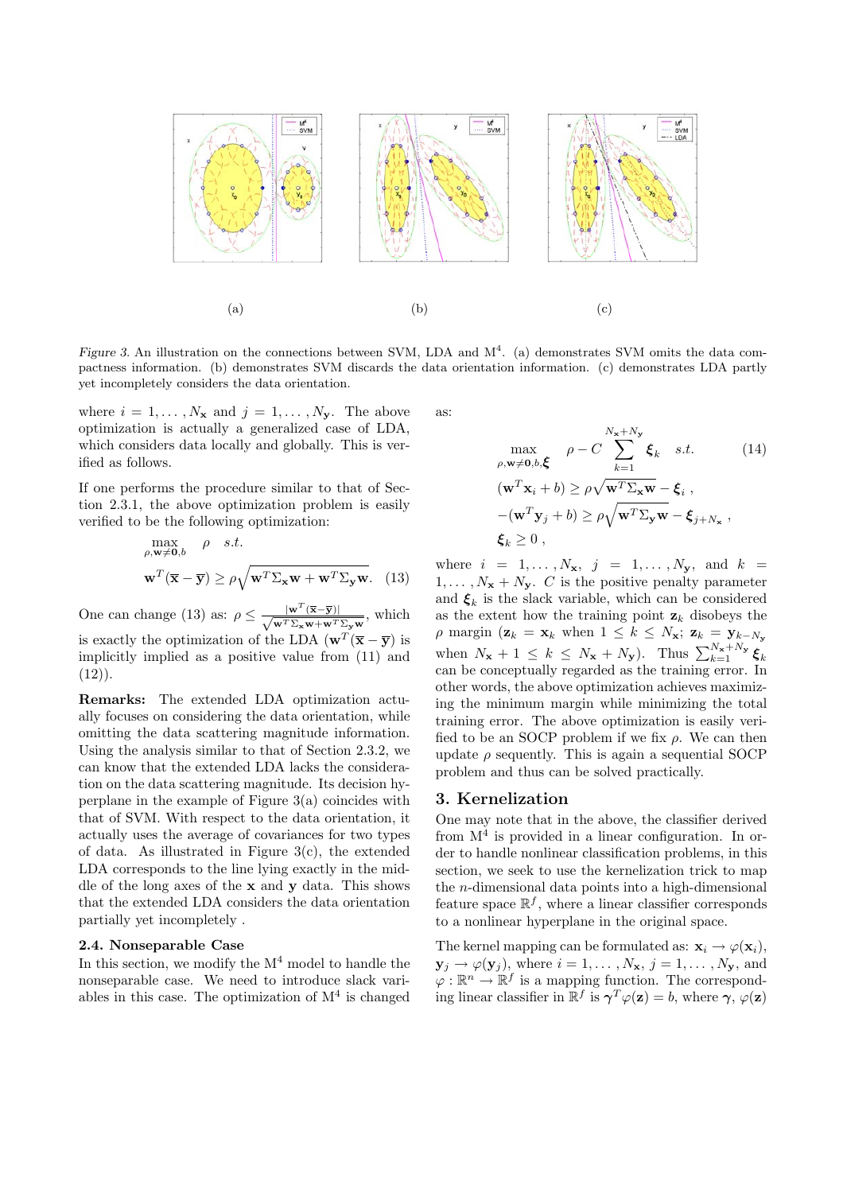(a) (b) (c)

*Figure 3.* An illustration on the connections between SVM, LDA and $\mathrm{M}^4$. (a) demonstrates SVM omits the data compactness information. (b) demonstrates SVM discards the data orientation information. (c) demonstrates LDA partly yet incompletely considers the data orientation.

where $i = 1, \ldots, N_{\mathbf{x}}$ and $j = 1, \ldots, N_{\mathbf{y}}$. The above optimization is actually a generalized case of LDA, which considers data locally and globally. This is verified as follows.

If one performs the procedure similar to that of Section 2.3.1, the above optimization problem is easily verified to be the following optimization:

$$\max_{\rho, \mathbf{w} \neq \mathbf{0}, b} \quad \rho \quad s.t.$$

$$\mathbf{w}^T(\overline{\mathbf{x}} - \overline{\mathbf{y}}) \geq \rho \sqrt{\mathbf{w}^T \Sigma_{\mathbf{x}} \mathbf{w} + \mathbf{w}^T \Sigma_{\mathbf{y}} \mathbf{w}}. \quad (13)$$

One can change (13) as: $\rho \leq \frac{|\mathbf{w}^T(\overline{\mathbf{x}} - \overline{\mathbf{y}})|}{\sqrt{\mathbf{w}^T \Sigma_{\mathbf{x}} \mathbf{w} + \mathbf{w}^T \Sigma_{\mathbf{y}} \mathbf{w}}}$, which is exactly the optimization of the LDA ($\mathbf{w}^T(\overline{\mathbf{x}} - \overline{\mathbf{y}})$ is implicitly implied as a positive value from (11) and (12)).

**Remarks:** The extended LDA optimization actually focuses on considering the data orientation, while omitting the data scattering magnitude information. Using the analysis similar to that of Section 2.3.2, we can know that the extended LDA lacks the consideration on the data scattering magnitude. Its decision hyperplane in the example of Figure 3(a) coincides with that of SVM. With respect to the data orientation, it actually uses the average of covariances for two types of data. As illustrated in Figure 3(c), the extended LDA corresponds to the line lying exactly in the middle of the long axes of the $\mathbf{x}$ and $\mathbf{y}$ data. This shows that the extended LDA considers the data orientation partially yet incompletely .

### 2.4. Nonseparable Case

In this section, we modify the $\mathrm{M}^4$ model to handle the nonseparable case. We need to introduce slack variables in this case. The optimization of $\mathrm{M}^4$ is changed as:

$$\max_{\rho, \mathbf{w} \neq \mathbf{0}, b, \boldsymbol{\xi}} \quad \rho - C \sum_{k=1}^{N_{\mathbf{x}}+N_{\mathbf{y}}} \boldsymbol{\xi}_k \quad s.t. \quad (14)$$

$$(\mathbf{w}^T \mathbf{x}_i + b) \geq \rho \sqrt{\mathbf{w}^T \Sigma_{\mathbf{x}} \mathbf{w}} - \boldsymbol{\xi}_i \ ,$$

$$-(\mathbf{w}^T \mathbf{y}_j + b) \geq \rho \sqrt{\mathbf{w}^T \Sigma_{\mathbf{y}} \mathbf{w}} - \boldsymbol{\xi}_{j+N_{\mathbf{x}}} \ ,$$

$$\boldsymbol{\xi}_k \geq 0 \ ,$$

where $i = 1, \ldots, N_{\mathbf{x}}$, $j = 1, \ldots, N_{\mathbf{y}}$, and $k = 1, \ldots, N_{\mathbf{x}} + N_{\mathbf{y}}$. $C$ is the positive penalty parameter and $\boldsymbol{\xi}_k$ is the slack variable, which can be considered as the extent how the training point $\mathbf{z}_k$ disobeys the $\rho$ margin ($\mathbf{z}_k = \mathbf{x}_k$ when $1 \leq k \leq N_{\mathbf{x}}$; $\mathbf{z}_k = \mathbf{y}_{k-N_{\mathbf{y}}}$ when $N_{\mathbf{x}} + 1 \leq k \leq N_{\mathbf{x}} + N_{\mathbf{y}}$). Thus $\sum_{k=1}^{N_{\mathbf{x}}+N_{\mathbf{y}}} \boldsymbol{\xi}_k$ can be conceptually regarded as the training error. In other words, the above optimization achieves maximizing the minimum margin while minimizing the total training error. The above optimization is easily verified to be an SOCP problem if we fix $\rho$. We can then update $\rho$ sequently. This is again a sequential SOCP problem and thus can be solved practically.

## 3. Kernelization

One may note that in the above, the classifier derived from $\mathrm{M}^4$ is provided in a linear configuration. In order to handle nonlinear classification problems, in this section, we seek to use the kernelization trick to map the $n$-dimensional data points into a high-dimensional feature space $\mathbb{R}^f$, where a linear classifier corresponds to a nonlinear hyperplane in the original space.

The kernel mapping can be formulated as: $\mathbf{x}_i \rightarrow \varphi(\mathbf{x}_i)$, $\mathbf{y}_j \rightarrow \varphi(\mathbf{y}_j)$, where $i = 1, \ldots, N_{\mathbf{x}}$, $j = 1, \ldots, N_{\mathbf{y}}$, and $\varphi : \mathbb{R}^n \rightarrow \mathbb{R}^f$ is a mapping function. The corresponding linear classifier in $\mathbb{R}^f$ is $\boldsymbol{\gamma}^T \varphi(\mathbf{z}) = b$, where $\boldsymbol{\gamma}$, $\varphi(\mathbf{z})$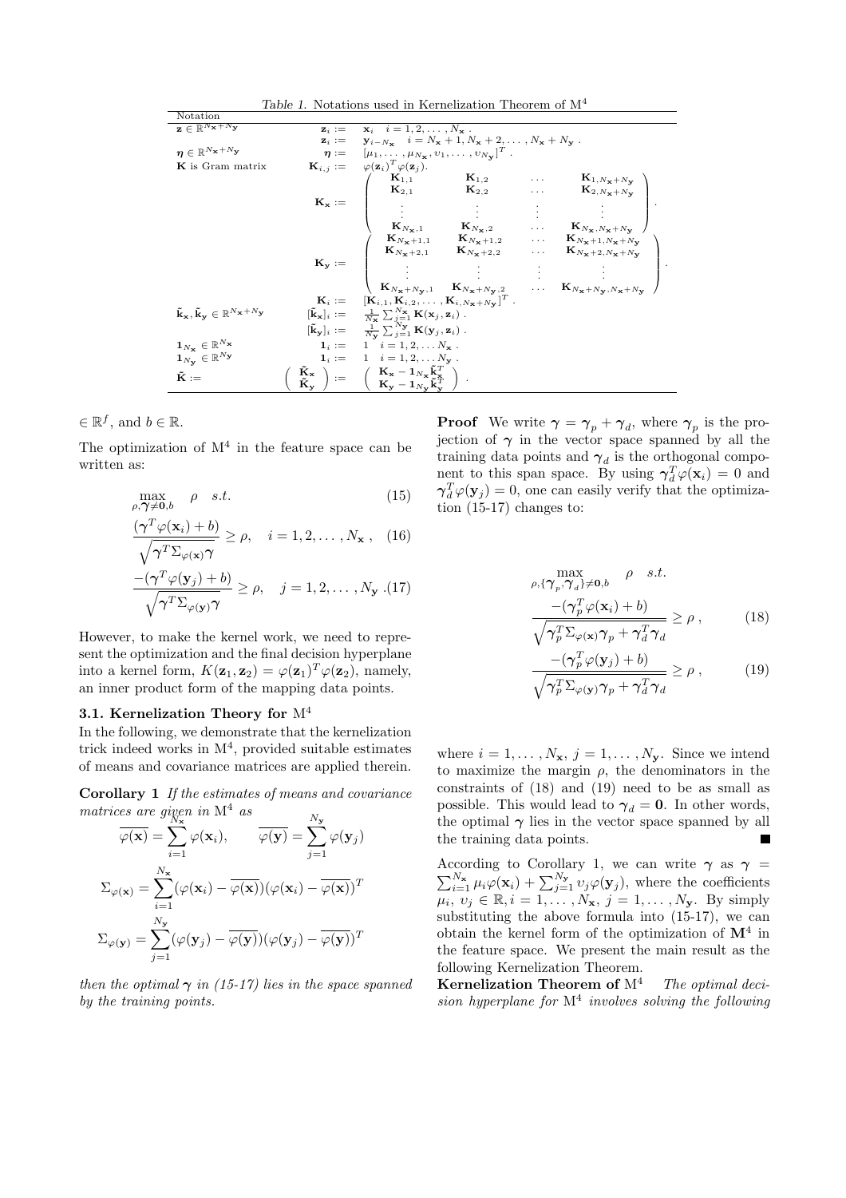Table 1. Notations used in Kernelization Theorem of M$^4$

| Notation | | |
|---|---|---|
| $\mathbf{z} \in \mathbb{R}^{N_\mathbf{x}+N_\mathbf{y}}$ | $\mathbf{z}_i :=$ | $\mathbf{x}_i \quad i = 1, 2, \ldots, N_\mathbf{x}$ . |
| | $\mathbf{z}_i :=$ | $\mathbf{y}_{i-N_\mathbf{x}} \quad i = N_\mathbf{x}+1, N_\mathbf{x}+2, \ldots, N_\mathbf{x}+N_\mathbf{y}$ . |
| $\boldsymbol{\eta} \in \mathbb{R}^{N_\mathbf{x}+N_\mathbf{y}}$ | $\boldsymbol{\eta} :=$ | $[\mu_1, \ldots, \mu_{N_\mathbf{x}}, \upsilon_1, \ldots, \upsilon_{N_\mathbf{y}}]^T$ . |
| $\mathbf{K}$ is Gram matrix | $\mathbf{K}_{i,j} :=$ | $\varphi(\mathbf{z}_i)^T \varphi(\mathbf{z}_j)$. |
| | $\mathbf{K}_\mathbf{x} :=$ | $\begin{pmatrix} \mathbf{K}_{1,1} & \mathbf{K}_{1,2} & \ldots & \mathbf{K}_{1,N_\mathbf{x}+N_\mathbf{y}} \\ \mathbf{K}_{2,1} & \mathbf{K}_{2,2} & \ldots & \mathbf{K}_{2,N_\mathbf{x}+N_\mathbf{y}} \\ \vdots & \vdots & \vdots & \vdots \\ \mathbf{K}_{N_\mathbf{x},1} & \mathbf{K}_{N_\mathbf{x},2} & \ldots & \mathbf{K}_{N_\mathbf{x},N_\mathbf{x}+N_\mathbf{y}} \end{pmatrix}$ . |
| | $\mathbf{K}_\mathbf{y} :=$ | $\begin{pmatrix} \mathbf{K}_{N_\mathbf{x}+1,1} & \mathbf{K}_{N_\mathbf{x}+1,2} & \ldots & \mathbf{K}_{N_\mathbf{x}+1,N_\mathbf{x}+N_\mathbf{y}} \\ \mathbf{K}_{N_\mathbf{x}+2,1} & \mathbf{K}_{N_\mathbf{x}+2,2} & \ldots & \mathbf{K}_{N_\mathbf{x}+2,N_\mathbf{x}+N_\mathbf{y}} \\ \vdots & \vdots & \vdots & \vdots \\ \mathbf{K}_{N_\mathbf{x}+N_\mathbf{y},1} & \mathbf{K}_{N_\mathbf{x}+N_\mathbf{y},2} & \ldots & \mathbf{K}_{N_\mathbf{x}+N_\mathbf{y},N_\mathbf{x}+N_\mathbf{y}} \end{pmatrix}$ . |
| | $\mathbf{K}_i :=$ | $[\mathbf{K}_{i,1}, \mathbf{K}_{i,2}, \ldots, \mathbf{K}_{i,N_\mathbf{x}+N_\mathbf{y}}]^T$ . |
| $\tilde{\mathbf{k}}_\mathbf{x}, \tilde{\mathbf{k}}_\mathbf{y} \in \mathbb{R}^{N_\mathbf{x}+N_\mathbf{y}}$ | $[\tilde{\mathbf{k}}_\mathbf{x}]_i :=$ | $\frac{1}{N_\mathbf{x}} \sum_{j=1}^{N_\mathbf{x}} \mathbf{K}(\mathbf{x}_j, \mathbf{z}_i)$ . |
| | $[\tilde{\mathbf{k}}_\mathbf{y}]_i :=$ | $\frac{1}{N_\mathbf{y}} \sum_{j=1}^{N_\mathbf{y}} \mathbf{K}(\mathbf{y}_j, \mathbf{z}_i)$ . |
| $\mathbf{1}_{N_\mathbf{x}} \in \mathbb{R}^{N_\mathbf{x}}$ | $\mathbf{1}_i :=$ | $1 \quad i = 1, 2, \ldots N_\mathbf{x}$ . |
| $\mathbf{1}_{N_\mathbf{y}} \in \mathbb{R}^{N_\mathbf{y}}$ | $\mathbf{1}_i :=$ | $1 \quad i = 1, 2, \ldots N_\mathbf{y}$ . |
| $\tilde{\mathbf{K}} :=$ | $\begin{pmatrix} \tilde{\mathbf{K}}_\mathbf{x} \\ \tilde{\mathbf{K}}_\mathbf{y} \end{pmatrix} :=$ | $\begin{pmatrix} \mathbf{K}_\mathbf{x} - \mathbf{1}_{N_\mathbf{x}} \tilde{\mathbf{k}}_\mathbf{x}^T \\ \mathbf{K}_\mathbf{y} - \mathbf{1}_{N_\mathbf{y}} \tilde{\mathbf{k}}_\mathbf{y}^T \end{pmatrix}$ . |

$\in \mathbb{R}^f$, and $b \in \mathbb{R}$.

The optimization of M$^4$ in the feature space can be written as:

$$\max_{\rho, \boldsymbol{\gamma} \neq \mathbf{0}, b} \quad \rho \quad s.t. \tag{15}$$

$$\frac{(\boldsymbol{\gamma}^T \varphi(\mathbf{x}_i) + b)}{\sqrt{\boldsymbol{\gamma}^T \Sigma_{\varphi(\mathbf{x})} \boldsymbol{\gamma}}} \geq \rho, \quad i = 1, 2, \ldots, N_\mathbf{x}\,, \tag{16}$$

$$\frac{-(\boldsymbol{\gamma}^T \varphi(\mathbf{y}_i) + b)}{\sqrt{\boldsymbol{\gamma}^T \Sigma_{\varphi(\mathbf{y})} \boldsymbol{\gamma}}} \geq \rho, \quad j = 1, 2, \ldots, N_\mathbf{y}\,. \tag{17}$$

However, to make the kernel work, we need to represent the optimization and the final decision hyperplane into a kernel form, $K(\mathbf{z}_1, \mathbf{z}_2) = \varphi(\mathbf{z}_1)^T \varphi(\mathbf{z}_2)$, namely, an inner product form of the mapping data points.

### 3.1. Kernelization Theory for M$^4$

In the following, we demonstrate that the kernelization trick indeed works in M$^4$, provided suitable estimates of means and covariance matrices are applied therein.

**Corollary 1** *If the estimates of means and covariance matrices are given in* M$^4$ *as*

$$\overline{\varphi(\mathbf{x})} = \sum_{i=1}^{N_\mathbf{x}} \varphi(\mathbf{x}_i), \qquad \overline{\varphi(\mathbf{y})} = \sum_{j=1}^{N_\mathbf{y}} \varphi(\mathbf{y}_j)$$

$$\Sigma_{\varphi(\mathbf{x})} = \sum_{i=1}^{N_\mathbf{x}} (\varphi(\mathbf{x}_i) - \overline{\varphi(\mathbf{x})})(\varphi(\mathbf{x}_i) - \overline{\varphi(\mathbf{x})})^T$$

$$\Sigma_{\varphi(\mathbf{y})} = \sum_{j=1}^{N_\mathbf{y}} (\varphi(\mathbf{y}_j) - \overline{\varphi(\mathbf{y})})(\varphi(\mathbf{y}_j) - \overline{\varphi(\mathbf{y})})^T$$

*then the optimal* $\boldsymbol{\gamma}$ *in (15-17) lies in the space spanned by the training points.*

**Proof** We write $\boldsymbol{\gamma} = \boldsymbol{\gamma}_p + \boldsymbol{\gamma}_d$, where $\boldsymbol{\gamma}_p$ is the projection of $\boldsymbol{\gamma}$ in the vector space spanned by all the training data points and $\boldsymbol{\gamma}_d$ is the orthogonal component to this span space. By using $\boldsymbol{\gamma}_d^T \varphi(\mathbf{x}_i) = 0$ and $\boldsymbol{\gamma}_d^T \varphi(\mathbf{y}_j) = 0$, one can easily verify that the optimization (15-17) changes to:

$$\max_{\rho, \{\boldsymbol{\gamma}_p, \boldsymbol{\gamma}_d\} \neq \mathbf{0}, b} \quad \rho \quad s.t.$$

$$\frac{-(\boldsymbol{\gamma}_p^T \varphi(\mathbf{x}_i) + b)}{\sqrt{\boldsymbol{\gamma}_p^T \Sigma_{\varphi(\mathbf{x})} \boldsymbol{\gamma}_p + \boldsymbol{\gamma}_d^T \boldsymbol{\gamma}_d}} \geq \rho\,, \tag{18}$$

$$\frac{-(\boldsymbol{\gamma}_p^T \varphi(\mathbf{y}_j) + b)}{\sqrt{\boldsymbol{\gamma}_p^T \Sigma_{\varphi(\mathbf{y})} \boldsymbol{\gamma}_p + \boldsymbol{\gamma}_d^T \boldsymbol{\gamma}_d}} \geq \rho\,, \tag{19}$$

where $i = 1, \ldots, N_\mathbf{x}$, $j = 1, \ldots, N_\mathbf{y}$. Since we intend to maximize the margin $\rho$, the denominators in the constraints of (18) and (19) need to be as small as possible. This would lead to $\boldsymbol{\gamma}_d = \mathbf{0}$. In other words, the optimal $\boldsymbol{\gamma}$ lies in the vector space spanned by all the training data points. ∎

According to Corollary 1, we can write $\boldsymbol{\gamma}$ as $\boldsymbol{\gamma} = \sum_{i=1}^{N_\mathbf{x}} \mu_i \varphi(\mathbf{x}_i) + \sum_{j=1}^{N_\mathbf{y}} \upsilon_j \varphi(\mathbf{y}_j)$, where the coefficients $\mu_i, \upsilon_j \in \mathbb{R}, i = 1, \ldots, N_\mathbf{x}$, $j = 1, \ldots, N_\mathbf{y}$. By simply substituting the above formula into (15-17), we can obtain the kernel form of the optimization of **M**$^4$ in the feature space. We present the main result as the following Kernelization Theorem.

**Kernelization Theorem of** M$^4$ *The optimal decision hyperplane for* M$^4$ *involves solving the following*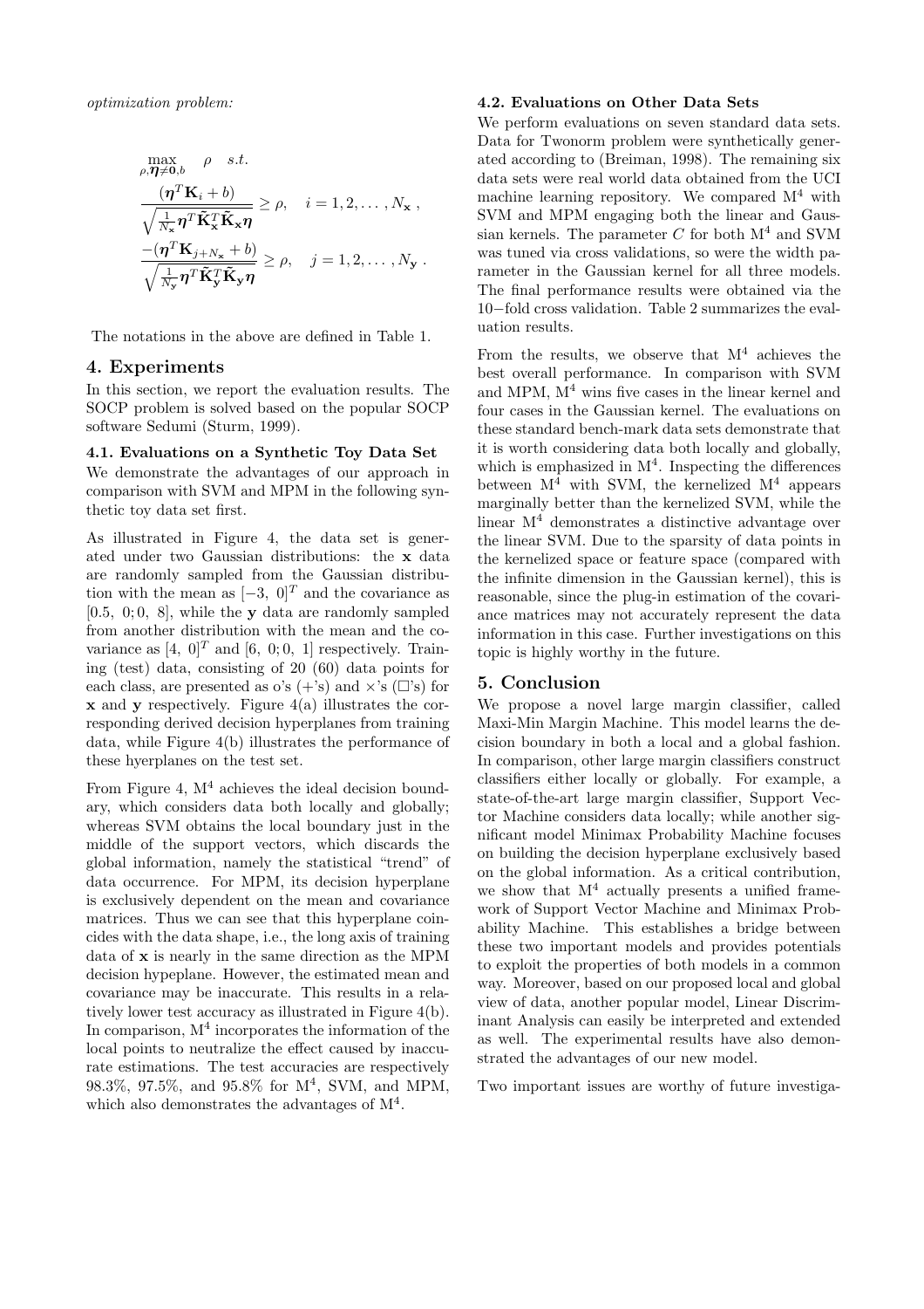*optimization problem:*

$$
\begin{aligned}
&\max_{\rho, \boldsymbol{\eta} \neq \mathbf{0}, b} \quad \rho \quad s.t. \\
&\frac{(\boldsymbol{\eta}^T \mathbf{K}_i + b)}{\sqrt{\frac{1}{N_{\mathbf{x}}} \boldsymbol{\eta}^T \tilde{\mathbf{K}}_{\mathbf{x}}^T \tilde{\mathbf{K}}_{\mathbf{x}} \boldsymbol{\eta}}} \geq \rho, \quad i = 1, 2, \ldots, N_{\mathbf{x}}\,, \\
&\frac{-(\boldsymbol{\eta}^T \mathbf{K}_{j+N_{\mathbf{x}}} + b)}{\sqrt{\frac{1}{N_{\mathbf{y}}} \boldsymbol{\eta}^T \tilde{\mathbf{K}}_{\mathbf{y}}^T \tilde{\mathbf{K}}_{\mathbf{y}} \boldsymbol{\eta}}} \geq \rho, \quad j = 1, 2, \ldots, N_{\mathbf{y}}\,.
\end{aligned}
$$

The notations in the above are defined in Table 1.

## 4. Experiments

In this section, we report the evaluation results. The SOCP problem is solved based on the popular SOCP software Sedumi (Sturm, 1999).

### 4.1. Evaluations on a Synthetic Toy Data Set

We demonstrate the advantages of our approach in comparison with SVM and MPM in the following synthetic toy data set first.

As illustrated in Figure 4, the data set is generated under two Gaussian distributions: the $\mathbf{x}$ data are randomly sampled from the Gaussian distribution with the mean as $[-3,\ 0]^T$ and the covariance as $[0.5,\ 0; 0,\ 8]$, while the $\mathbf{y}$ data are randomly sampled from another distribution with the mean and the covariance as $[4,\ 0]^T$ and $[6,\ 0; 0,\ 1]$ respectively. Training (test) data, consisting of 20 (60) data points for each class, are presented as o's (+'s) and ×'s (□'s) for $\mathbf{x}$ and $\mathbf{y}$ respectively. Figure 4(a) illustrates the corresponding derived decision hyperplanes from training data, while Figure 4(b) illustrates the performance of these hyerplanes on the test set.

From Figure 4, $\mathrm{M}^4$ achieves the ideal decision boundary, which considers data both locally and globally; whereas SVM obtains the local boundary just in the middle of the support vectors, which discards the global information, namely the statistical "trend" of data occurrence. For MPM, its decision hyperplane is exclusively dependent on the mean and covariance matrices. Thus we can see that this hyperplane coincides with the data shape, i.e., the long axis of training data of $\mathbf{x}$ is nearly in the same direction as the MPM decision hypeplane. However, the estimated mean and covariance may be inaccurate. This results in a relatively lower test accuracy as illustrated in Figure 4(b). In comparison, $\mathrm{M}^4$ incorporates the information of the local points to neutralize the effect caused by inaccurate estimations. The test accuracies are respectively 98.3%, 97.5%, and 95.8% for $\mathrm{M}^4$, SVM, and MPM, which also demonstrates the advantages of $\mathrm{M}^4$.

### 4.2. Evaluations on Other Data Sets

We perform evaluations on seven standard data sets. Data for Twonorm problem were synthetically generated according to (Breiman, 1998). The remaining six data sets were real world data obtained from the UCI machine learning repository. We compared $\mathrm{M}^4$ with SVM and MPM engaging both the linear and Gaussian kernels. The parameter $C$ for both $\mathrm{M}^4$ and SVM was tuned via cross validations, so were the width parameter in the Gaussian kernel for all three models. The final performance results were obtained via the 10−fold cross validation. Table 2 summarizes the evaluation results.

From the results, we observe that $\mathrm{M}^4$ achieves the best overall performance. In comparison with SVM and MPM, $\mathrm{M}^4$ wins five cases in the linear kernel and four cases in the Gaussian kernel. The evaluations on these standard bench-mark data sets demonstrate that it is worth considering data both locally and globally, which is emphasized in $\mathrm{M}^4$. Inspecting the differences between $\mathrm{M}^4$ with SVM, the kernelized $\mathrm{M}^4$ appears marginally better than the kernelized SVM, while the linear $\mathrm{M}^4$ demonstrates a distinctive advantage over the linear SVM. Due to the sparsity of data points in the kernelized space or feature space (compared with the infinite dimension in the Gaussian kernel), this is reasonable, since the plug-in estimation of the covariance matrices may not accurately represent the data information in this case. Further investigations on this topic is highly worthy in the future.

## 5. Conclusion

We propose a novel large margin classifier, called Maxi-Min Margin Machine. This model learns the decision boundary in both a local and a global fashion. In comparison, other large margin classifiers construct classifiers either locally or globally. For example, a state-of-the-art large margin classifier, Support Vector Machine considers data locally; while another significant model Minimax Probability Machine focuses on building the decision hyperplane exclusively based on the global information. As a critical contribution, we show that $\mathrm{M}^4$ actually presents a unified framework of Support Vector Machine and Minimax Probability Machine. This establishes a bridge between these two important models and provides potentials to exploit the properties of both models in a common way. Moreover, based on our proposed local and global view of data, another popular model, Linear Discriminant Analysis can easily be interpreted and extended as well. The experimental results have also demonstrated the advantages of our new model.

Two important issues are worthy of future investiga-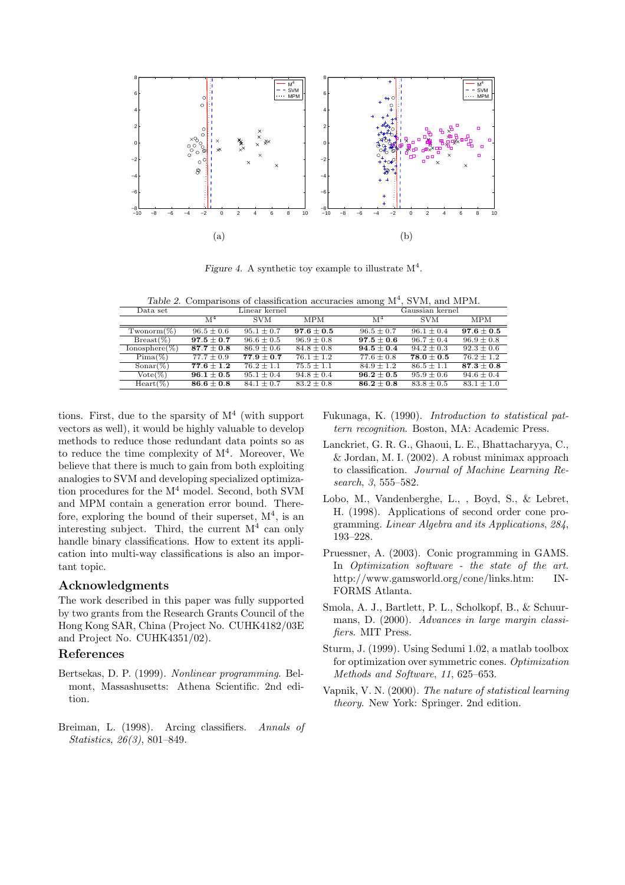(a)

(b)

*Figure 4.* A synthetic toy example to illustrate $M^4$.

*Table 2.* Comparisons of classification accuracies among $M^4$, SVM, and MPM.

| Data set | Linear kernel | | | Gaussian kernel | | |
|---|---|---|---|---|---|---|
| | $M^4$ | SVM | MPM | $M^4$ | SVM | MPM |
| Twonorm(%) | $96.5 \pm 0.6$ | $95.1 \pm 0.7$ | $\mathbf{97.6 \pm 0.5}$ | $96.5 \pm 0.7$ | $96.1 \pm 0.4$ | $\mathbf{97.6 \pm 0.5}$ |
| Breast(%) | $\mathbf{97.5 \pm 0.7}$ | $96.6 \pm 0.5$ | $96.9 \pm 0.8$ | $\mathbf{97.5 \pm 0.6}$ | $96.7 \pm 0.4$ | $96.9 \pm 0.8$ |
| Ionosphere(%) | $\mathbf{87.7 \pm 0.8}$ | $86.9 \pm 0.6$ | $84.8 \pm 0.8$ | $\mathbf{94.5 \pm 0.4}$ | $94.2 \pm 0.3$ | $92.3 \pm 0.6$ |
| Pima(%) | $77.7 \pm 0.9$ | $\mathbf{77.9 \pm 0.7}$ | $76.1 \pm 1.2$ | $77.6 \pm 0.8$ | $\mathbf{78.0 \pm 0.5}$ | $76.2 \pm 1.2$ |
| Sonar(%) | $\mathbf{77.6 \pm 1.2}$ | $76.2 \pm 1.1$ | $75.5 \pm 1.1$ | $84.9 \pm 1.2$ | $86.5 \pm 1.1$ | $\mathbf{87.3 \pm 0.8}$ |
| Vote(%) | $\mathbf{96.1 \pm 0.5}$ | $95.1 \pm 0.4$ | $94.8 \pm 0.4$ | $\mathbf{96.2 \pm 0.5}$ | $95.9 \pm 0.6$ | $94.6 \pm 0.4$ |
| Heart(%) | $\mathbf{86.6 \pm 0.8}$ | $84.1 \pm 0.7$ | $83.2 \pm 0.8$ | $\mathbf{86.2 \pm 0.8}$ | $83.8 \pm 0.5$ | $83.1 \pm 1.0$ |

tions. First, due to the sparsity of $M^4$ (with support vectors as well), it would be highly valuable to develop methods to reduce those redundant data points so as to reduce the time complexity of $M^4$. Moreover, We believe that there is much to gain from both exploiting analogies to SVM and developing specialized optimization procedures for the $M^4$ model. Second, both SVM and MPM contain a generation error bound. Therefore, exploring the bound of their superset, $M^4$, is an interesting subject. Third, the current $M^4$ can only handle binary classifications. How to extent its application into multi-way classifications is also an important topic.

## Acknowledgments

The work described in this paper was fully supported by two grants from the Research Grants Council of the Hong Kong SAR, China (Project No. CUHK4182/03E and Project No. CUHK4351/02).

## References

Bertsekas, D. P. (1999). *Nonlinear programming*. Belmont, Massashusetts: Athena Scientific. 2nd edition.

Breiman, L. (1998). Arcing classifiers. *Annals of Statistics*, *26(3)*, 801–849.

Fukunaga, K. (1990). *Introduction to statistical pattern recognition*. Boston, MA: Academic Press.

Lanckriet, G. R. G., Ghaoui, L. E., Bhattacharyya, C., & Jordan, M. I. (2002). A robust minimax approach to classification. *Journal of Machine Learning Research*, *3*, 555–582.

Lobo, M., Vandenberghe, L., , Boyd, S., & Lebret, H. (1998). Applications of second order cone programming. *Linear Algebra and its Applications*, *284*, 193–228.

Pruessner, A. (2003). Conic programming in GAMS. In *Optimization software - the state of the art*. http://www.gamsworld.org/cone/links.htm: INFORMS Atlanta.

Smola, A. J., Bartlett, P. L., Scholkopf, B., & Schuurmans, D. (2000). *Advances in large margin classifiers*. MIT Press.

Sturm, J. (1999). Using Sedumi 1.02, a matlab toolbox for optimization over symmetric cones. *Optimization Methods and Software*, *11*, 625–653.

Vapnik, V. N. (2000). *The nature of statistical learning theory*. New York: Springer. 2nd edition.